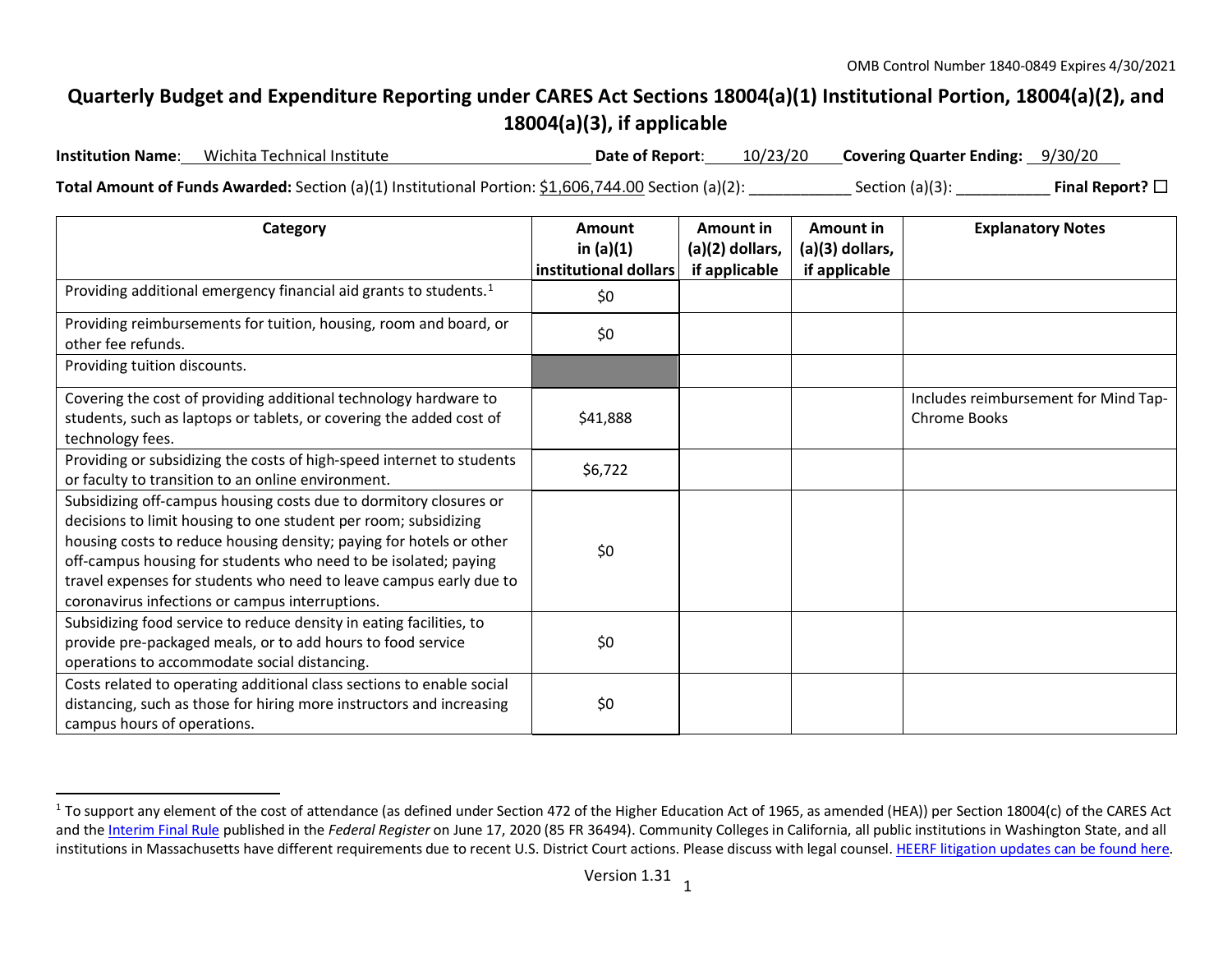OMB Control Number 1840-0849 Expires 4/30/2021

# Quarterly Budget and Expenditure Reporting under CARES Act Sections 18004(a)(1) Institutional Portion, 18004(a)(2), and 18004(a)(3), if applicable

**Institution Name**: Wichita Technical Institute **Date of Report**: 10/23/20 **Covering Quarter Ending:** 9/30/20

**Total Amount of Funds Awarded:** Section (a)(1) Institutional Portion: $1,606,744.00 Section (a)(2): ___________ Section (a)(3): ___________ **Final Report?** ☐

| Category | Amount in (a)(1) institutional dollars | Amount in (a)(2) dollars, if applicable | Amount in (a)(3) dollars, if applicable | Explanatory Notes |
|---|---|---|---|---|
| Providing additional emergency financial aid grants to students.[1] | $0 | | | |
| Providing reimbursements for tuition, housing, room and board, or other fee refunds. | $0 | | | |
| Providing tuition discounts. | | | | |
| Covering the cost of providing additional technology hardware to students, such as laptops or tablets, or covering the added cost of technology fees. | $41,888 | | | Includes reimbursement for Mind Tap-Chrome Books |
| Providing or subsidizing the costs of high-speed internet to students or faculty to transition to an online environment. | $6,722 | | | |
| Subsidizing off-campus housing costs due to dormitory closures or decisions to limit housing to one student per room; subsidizing housing costs to reduce housing density; paying for hotels or other off-campus housing for students who need to be isolated; paying travel expenses for students who need to leave campus early due to coronavirus infections or campus interruptions. | $0 | | | |
| Subsidizing food service to reduce density in eating facilities, to provide pre-packaged meals, or to add hours to food service operations to accommodate social distancing. | $0 | | | |
| Costs related to operating additional class sections to enable social distancing, such as those for hiring more instructors and increasing campus hours of operations. | $0 | | | |

[1] To support any element of the cost of attendance (as defined under Section 472 of the Higher Education Act of 1965, as amended (HEA)) per Section 18004(c) of the CARES Act and the Interim Final Rule published in the *Federal Register* on June 17, 2020 (85 FR 36494). Community Colleges in California, all public institutions in Washington State, and all institutions in Massachusetts have different requirements due to recent U.S. District Court actions. Please discuss with legal counsel. HEERF litigation updates can be found here.

Version 1.31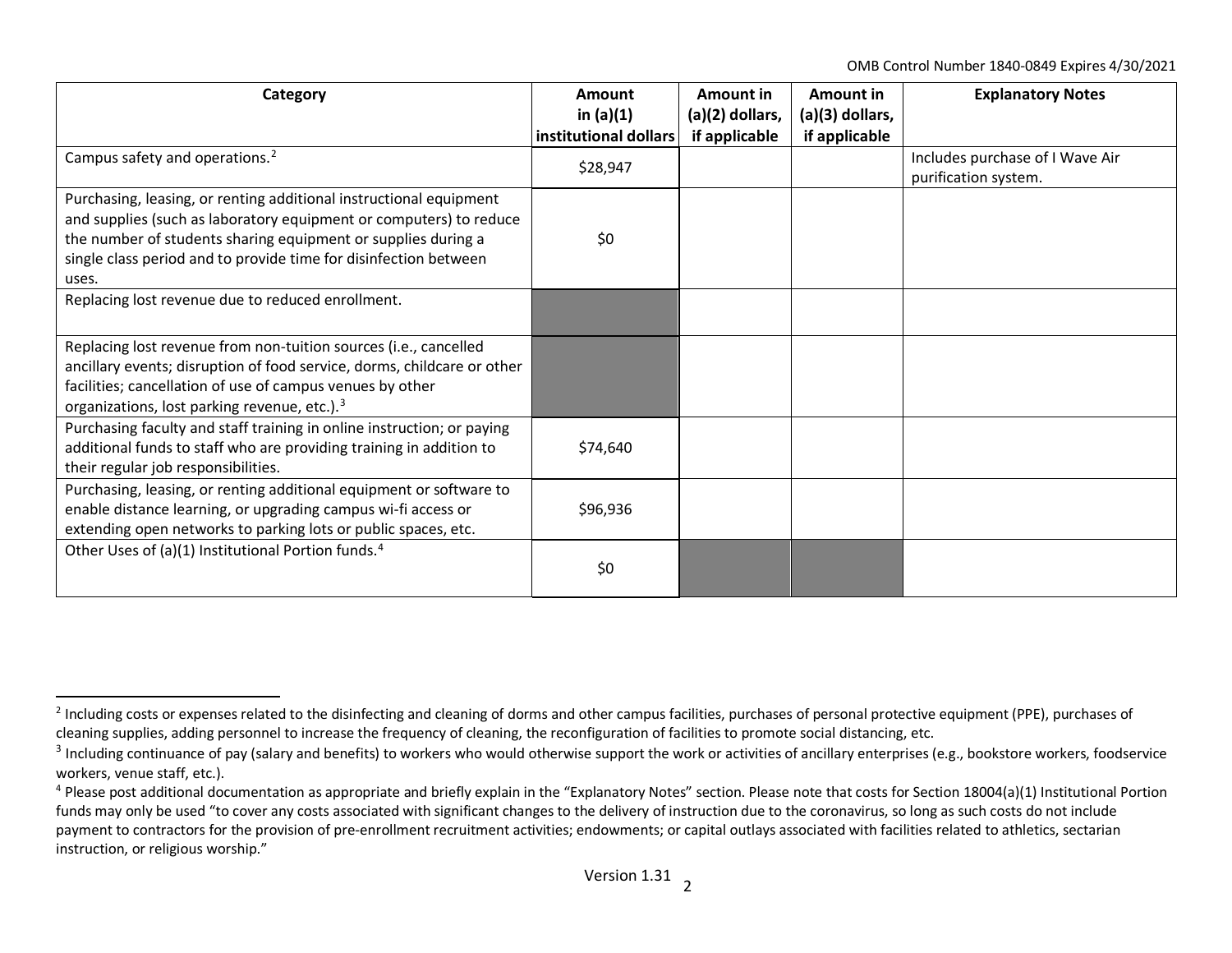| Category | Amount in (a)(1) institutional dollars | Amount in (a)(2) dollars, if applicable | Amount in (a)(3) dollars, if applicable | Explanatory Notes |
|---|---|---|---|---|
| Campus safety and operations.[2] | $28,947 | | | Includes purchase of I Wave Air purification system. |
| Purchasing, leasing, or renting additional instructional equipment and supplies (such as laboratory equipment or computers) to reduce the number of students sharing equipment or supplies during a single class period and to provide time for disinfection between uses. | $0 | | | |
| Replacing lost revenue due to reduced enrollment. | | | | |
| Replacing lost revenue from non-tuition sources (i.e., cancelled ancillary events; disruption of food service, dorms, childcare or other facilities; cancellation of use of campus venues by other organizations, lost parking revenue, etc.).[3] | | | | |
| Purchasing faculty and staff training in online instruction; or paying additional funds to staff who are providing training in addition to their regular job responsibilities. | $74,640 | | | |
| Purchasing, leasing, or renting additional equipment or software to enable distance learning, or upgrading campus wi-fi access or extending open networks to parking lots or public spaces, etc. | $96,936 | | | |
| Other Uses of (a)(1) Institutional Portion funds.[4] | $0 | | | |

[2] Including costs or expenses related to the disinfecting and cleaning of dorms and other campus facilities, purchases of personal protective equipment (PPE), purchases of cleaning supplies, adding personnel to increase the frequency of cleaning, the reconfiguration of facilities to promote social distancing, etc.

[3] Including continuance of pay (salary and benefits) to workers who would otherwise support the work or activities of ancillary enterprises (e.g., bookstore workers, foodservice workers, venue staff, etc.).

[4] Please post additional documentation as appropriate and briefly explain in the "Explanatory Notes" section. Please note that costs for Section 18004(a)(1) Institutional Portion funds may only be used "to cover any costs associated with significant changes to the delivery of instruction due to the coronavirus, so long as such costs do not include payment to contractors for the provision of pre-enrollment recruitment activities; endowments; or capital outlays associated with facilities related to athletics, sectarian instruction, or religious worship."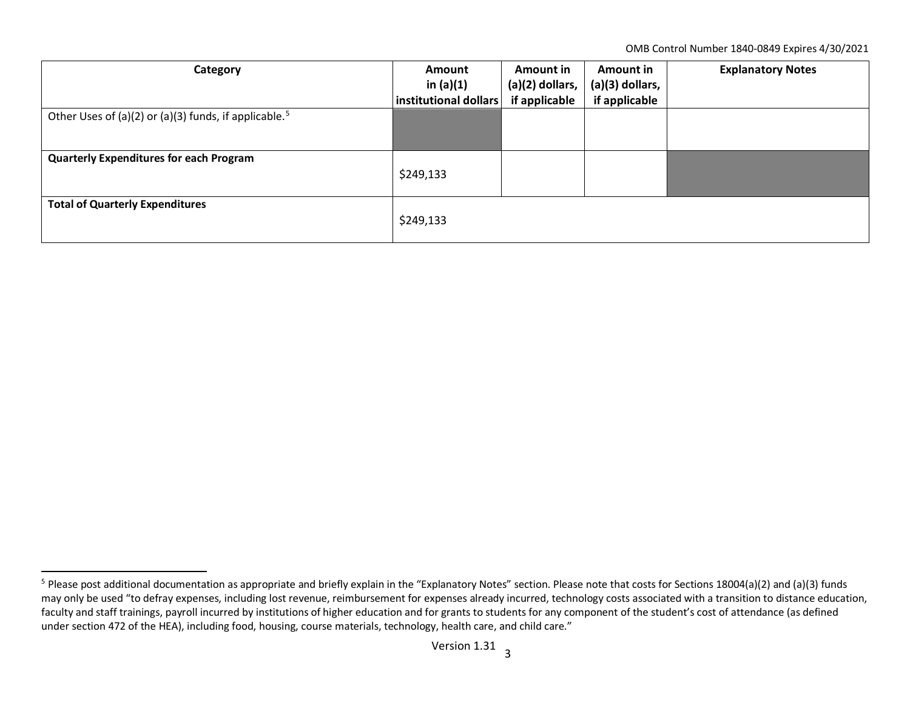| Category | Amount in (a)(1) institutional dollars | Amount in (a)(2) dollars, if applicable | Amount in (a)(3) dollars, if applicable | Explanatory Notes |
|---|---|---|---|---|
| Other Uses of (a)(2) or (a)(3) funds, if applicable.[5] | | | | |
| **Quarterly Expenditures for each Program** | $249,133 | | | |
| **Total of Quarterly Expenditures** | $249,133 | | | |

[5] Please post additional documentation as appropriate and briefly explain in the "Explanatory Notes" section. Please note that costs for Sections 18004(a)(2) and (a)(3) funds may only be used "to defray expenses, including lost revenue, reimbursement for expenses already incurred, technology costs associated with a transition to distance education, faculty and staff trainings, payroll incurred by institutions of higher education and for grants to students for any component of the student's cost of attendance (as defined under section 472 of the HEA), including food, housing, course materials, technology, health care, and child care."